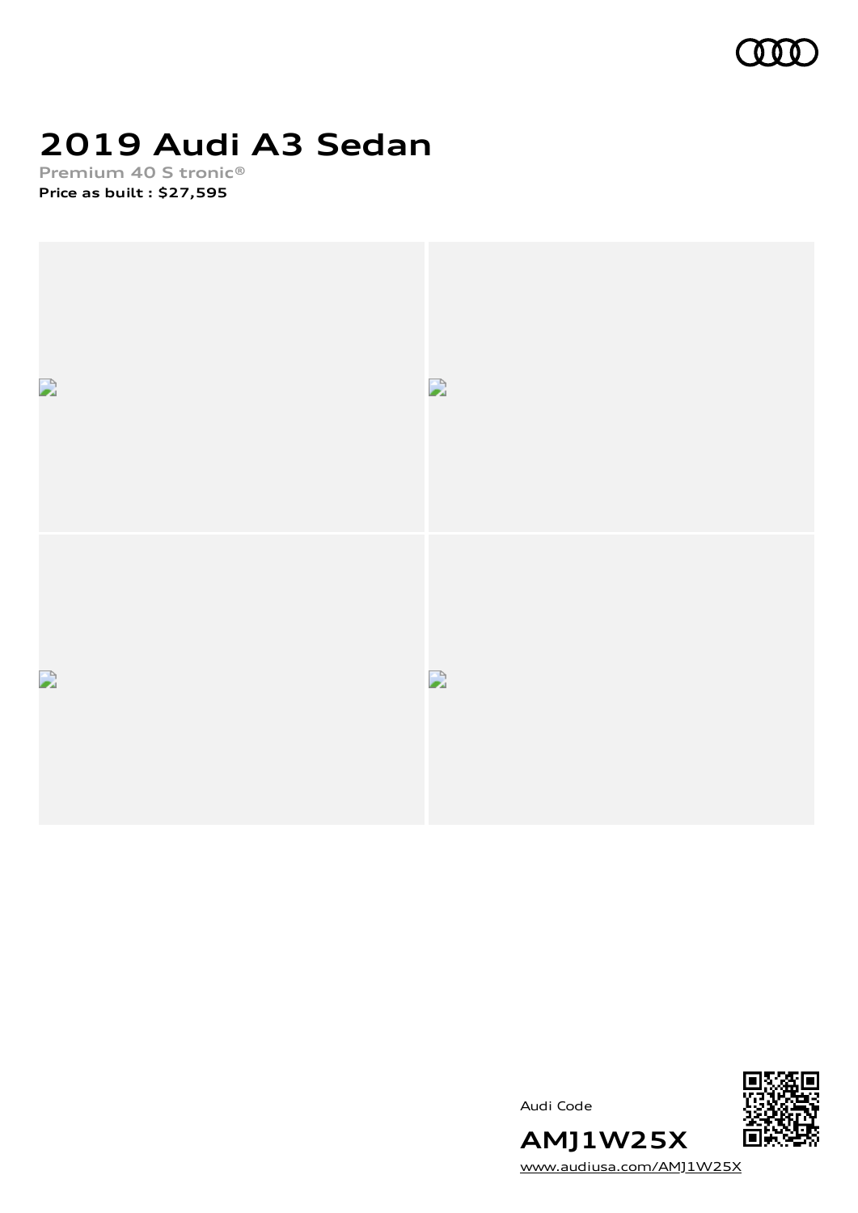# 2019 Audi A3 Sedan

Premium 40 S tronic®

**Price as built : $27,595**

Audi Code

**AMJ1W25X**

www.audiusa.com/AMJ1W25X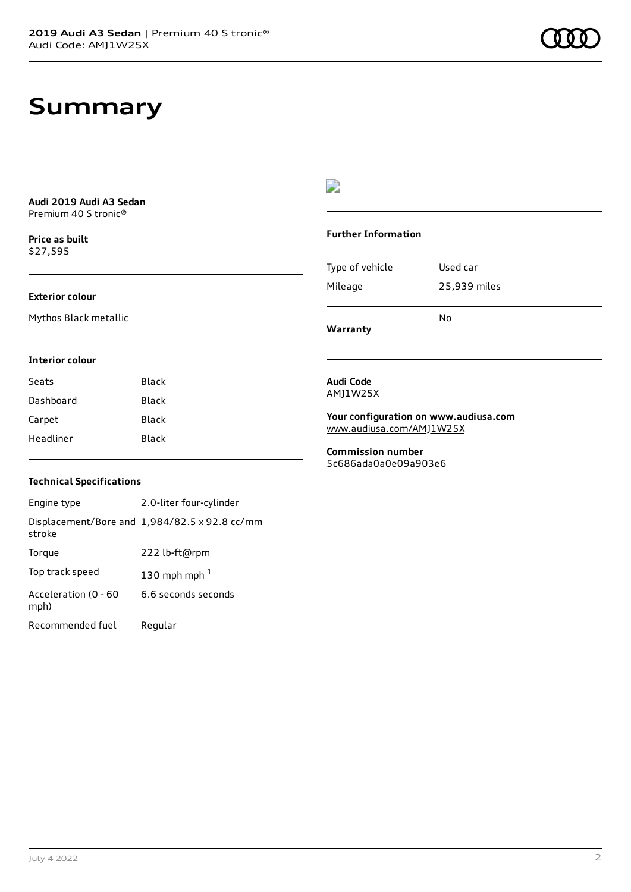# Summary

**Audi 2019 Audi A3 Sedan**
Premium 40 S tronic®

**Price as built**
$27,595

**Exterior colour**

Mythos Black metallic

**Interior colour**

| | |
|---|---|
| Seats | Black |
| Dashboard | Black |
| Carpet | Black |
| Headliner | Black |

### Technical Specifications

| | |
|---|---|
| Engine type | 2.0-liter four-cylinder |
| Displacement/Bore and stroke | 1,984/82.5 x 92.8 cc/mm |
| Torque | 222 lb-ft@rpm |
| Top track speed | 130 mph mph [1] |
| Acceleration (0 - 60 mph) | 6.6 seconds seconds |
| Recommended fuel | Regular |

### Further Information

| | |
|---|---|
| Type of vehicle | Used car |
| Mileage | 25,939 miles |
| **Warranty** | No |

**Audi Code**
AMJ1W25X

**Your configuration on www.audiusa.com**
www.audiusa.com/AMJ1W25X

**Commission number**
5c686ada0a0e09a903e6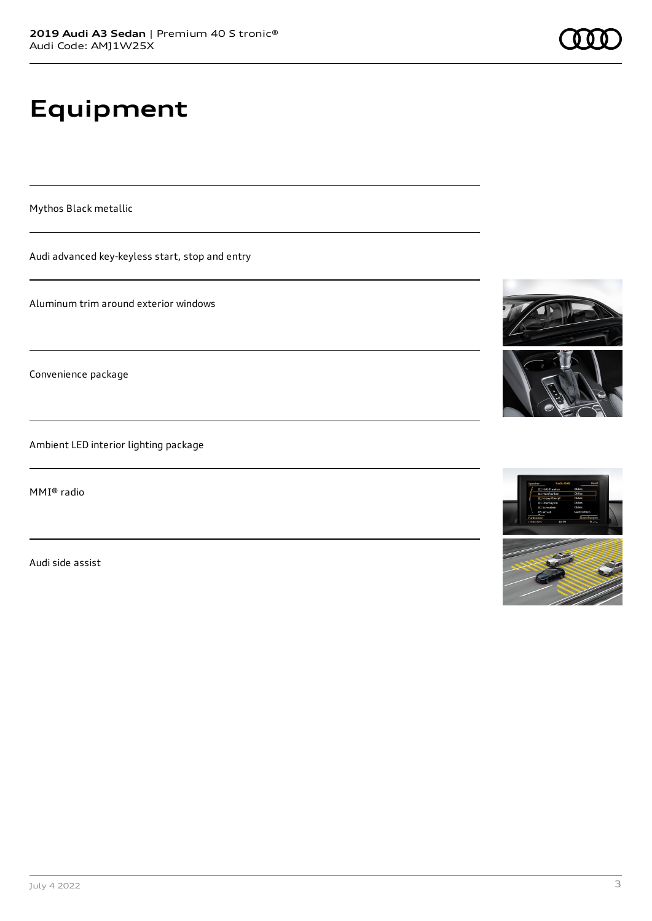# Equipment

Mythos Black metallic

Audi advanced key-keyless start, stop and entry

Aluminum trim around exterior windows

Convenience package

Ambient LED interior lighting package

MMI® radio

Audi side assist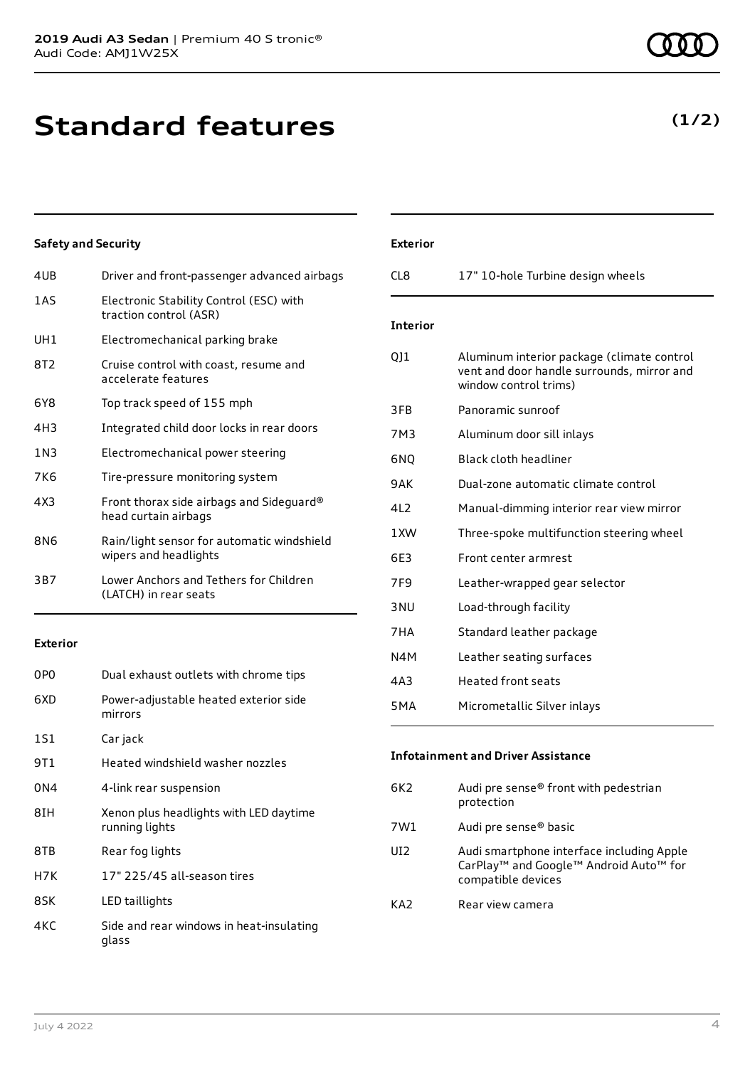**2019 Audi A3 Sedan** | Premium 40 S tronic®
Audi Code: AMJ1W25X

# Standard features

**(1/2)**

### Safety and Security

| | |
|---|---|
| 4UB | Driver and front-passenger advanced airbags |
| 1AS | Electronic Stability Control (ESC) with traction control (ASR) |
| UH1 | Electromechanical parking brake |
| 8T2 | Cruise control with coast, resume and accelerate features |
| 6Y8 | Top track speed of 155 mph |
| 4H3 | Integrated child door locks in rear doors |
| 1N3 | Electromechanical power steering |
| 7K6 | Tire-pressure monitoring system |
| 4X3 | Front thorax side airbags and Sideguard® head curtain airbags |
| 8N6 | Rain/light sensor for automatic windshield wipers and headlights |
| 3B7 | Lower Anchors and Tethers for Children (LATCH) in rear seats |

### Exterior

| | |
|---|---|
| 0P0 | Dual exhaust outlets with chrome tips |
| 6XD | Power-adjustable heated exterior side mirrors |
| 1S1 | Car jack |
| 9T1 | Heated windshield washer nozzles |
| 0N4 | 4-link rear suspension |
| 8IH | Xenon plus headlights with LED daytime running lights |
| 8TB | Rear fog lights |
| H7K | 17" 225/45 all-season tires |
| 8SK | LED taillights |
| 4KC | Side and rear windows in heat-insulating glass |
| CL8 | 17" 10-hole Turbine design wheels |

### Interior

| | |
|---|---|
| QJ1 | Aluminum interior package (climate control vent and door handle surrounds, mirror and window control trims) |
| 3FB | Panoramic sunroof |
| 7M3 | Aluminum door sill inlays |
| 6NQ | Black cloth headliner |
| 9AK | Dual-zone automatic climate control |
| 4L2 | Manual-dimming interior rear view mirror |
| 1XW | Three-spoke multifunction steering wheel |
| 6E3 | Front center armrest |
| 7F9 | Leather-wrapped gear selector |
| 3NU | Load-through facility |
| 7HA | Standard leather package |
| N4M | Leather seating surfaces |
| 4A3 | Heated front seats |
| 5MA | Micrometallic Silver inlays |

### Infotainment and Driver Assistance

| | |
|---|---|
| 6K2 | Audi pre sense® front with pedestrian protection |
| 7W1 | Audi pre sense® basic |
| UI2 | Audi smartphone interface including Apple CarPlay™ and Google™ Android Auto™ for compatible devices |
| KA2 | Rear view camera |

July 4 2022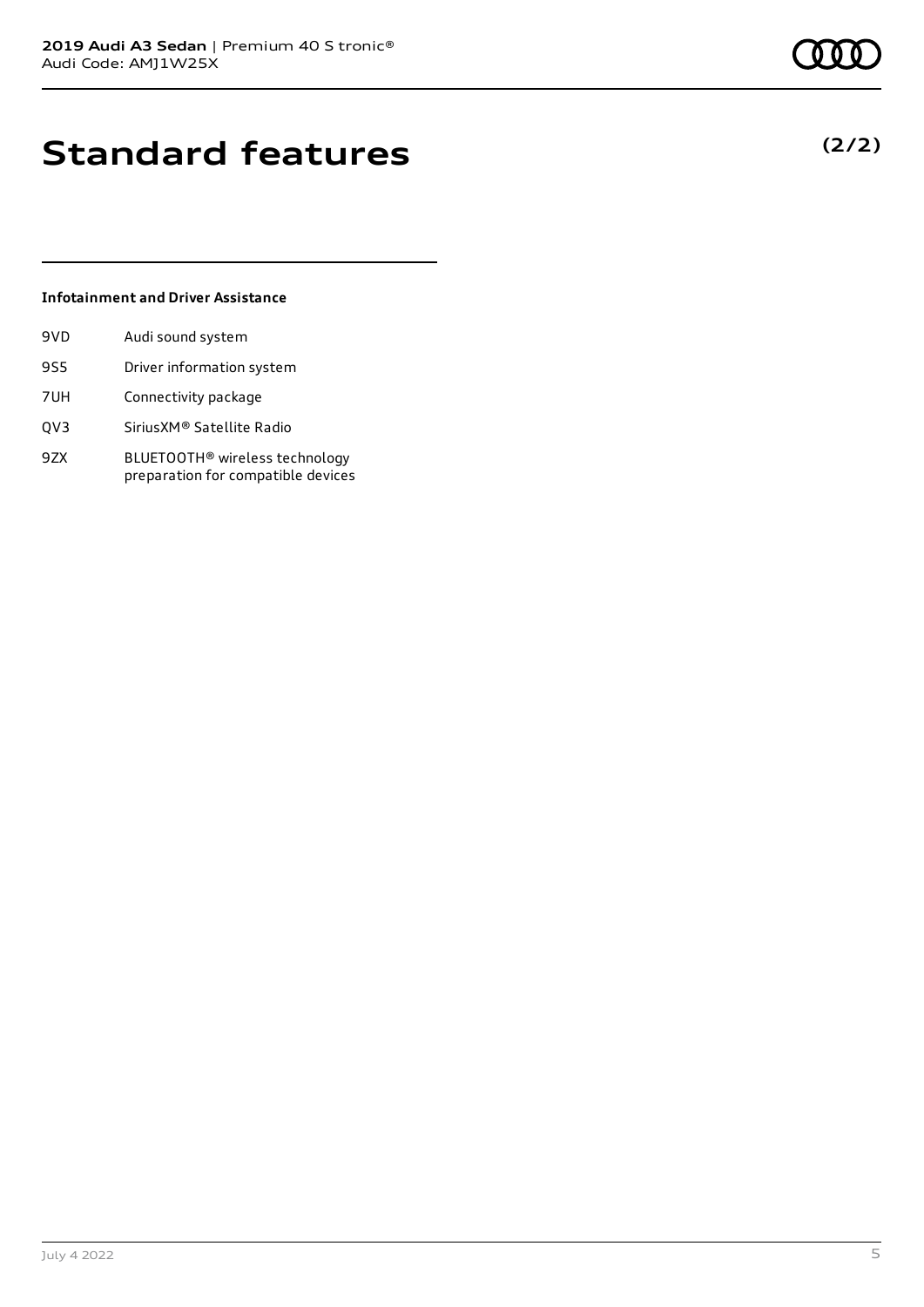# Standard features

**(2/2)**

### Infotainment and Driver Assistance

| | |
|---|---|
| 9VD | Audi sound system |
| 9S5 | Driver information system |
| 7UH | Connectivity package |
| QV3 | SiriusXM® Satellite Radio |
| 9ZX | BLUETOOTH® wireless technology preparation for compatible devices |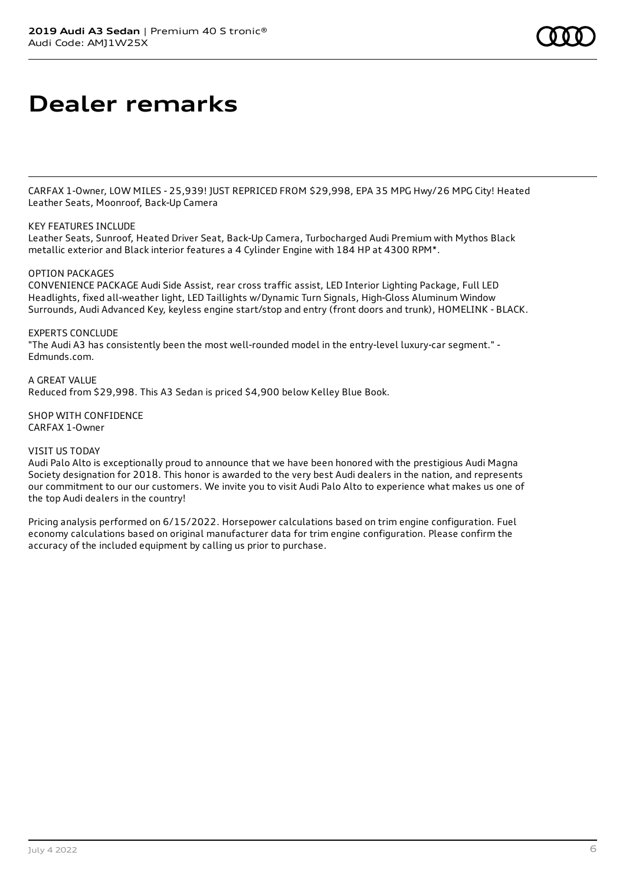# Dealer remarks

CARFAX 1-Owner, LOW MILES - 25,939! JUST REPRICED FROM $29,998, EPA 35 MPG Hwy/26 MPG City! Heated Leather Seats, Moonroof, Back-Up Camera

KEY FEATURES INCLUDE
Leather Seats, Sunroof, Heated Driver Seat, Back-Up Camera, Turbocharged Audi Premium with Mythos Black metallic exterior and Black interior features a 4 Cylinder Engine with 184 HP at 4300 RPM*.

OPTION PACKAGES
CONVENIENCE PACKAGE Audi Side Assist, rear cross traffic assist, LED Interior Lighting Package, Full LED Headlights, fixed all-weather light, LED Taillights w/Dynamic Turn Signals, High-Gloss Aluminum Window Surrounds, Audi Advanced Key, keyless engine start/stop and entry (front doors and trunk), HOMELINK - BLACK.

EXPERTS CONCLUDE
"The Audi A3 has consistently been the most well-rounded model in the entry-level luxury-car segment." - Edmunds.com.

A GREAT VALUE
Reduced from $29,998. This A3 Sedan is priced $4,900 below Kelley Blue Book.

SHOP WITH CONFIDENCE
CARFAX 1-Owner

VISIT US TODAY
Audi Palo Alto is exceptionally proud to announce that we have been honored with the prestigious Audi Magna Society designation for 2018. This honor is awarded to the very best Audi dealers in the nation, and represents our commitment to our our customers. We invite you to visit Audi Palo Alto to experience what makes us one of the top Audi dealers in the country!

Pricing analysis performed on 6/15/2022. Horsepower calculations based on trim engine configuration. Fuel economy calculations based on original manufacturer data for trim engine configuration. Please confirm the accuracy of the included equipment by calling us prior to purchase.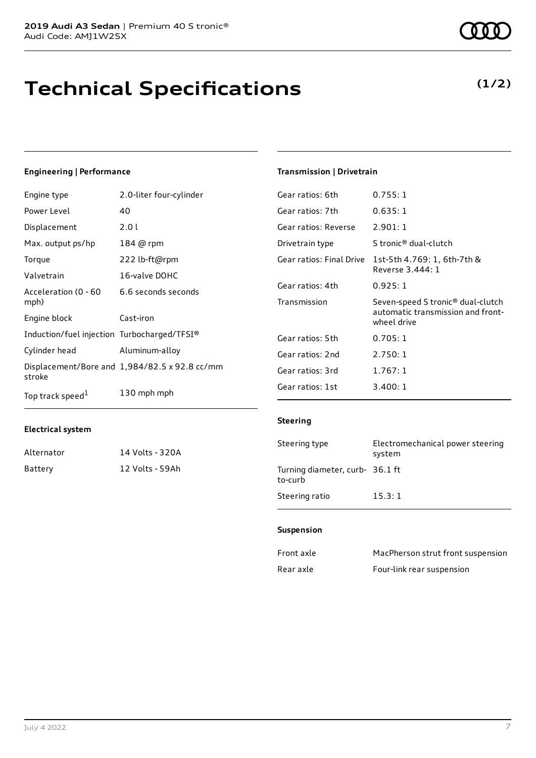**2019 Audi A3 Sedan** | Premium 40 S tronic®
Audi Code: AMJ1W25X

# Technical Specifications

**(1/2)**

### Engineering | Performance

| | |
|---|---|
| Engine type | 2.0-liter four-cylinder |
| Power Level | 40 |
| Displacement | 2.0 l |
| Max. output ps/hp | 184 @ rpm |
| Torque | 222 lb-ft@rpm |
| Valvetrain | 16-valve DOHC |
| Acceleration (0 - 60 mph) | 6.6 seconds seconds |
| Engine block | Cast-iron |
| Induction/fuel injection | Turbocharged/TFSI® |
| Cylinder head | Aluminum-alloy |
| Displacement/Bore and stroke | 1,984/82.5 x 92.8 cc/mm |
| Top track speed[1] | 130 mph mph |

### Electrical system

| | |
|---|---|
| Alternator | 14 Volts - 320A |
| Battery | 12 Volts - 59Ah |

### Transmission | Drivetrain

| | |
|---|---|
| Gear ratios: 6th | 0.755: 1 |
| Gear ratios: 7th | 0.635: 1 |
| Gear ratios: Reverse | 2.901: 1 |
| Drivetrain type | S tronic® dual-clutch |
| Gear ratios: Final Drive | 1st-5th 4.769: 1, 6th-7th & Reverse 3.444: 1 |
| Gear ratios: 4th | 0.925: 1 |
| Transmission | Seven-speed S tronic® dual-clutch automatic transmission and front-wheel drive |
| Gear ratios: 5th | 0.705: 1 |
| Gear ratios: 2nd | 2.750: 1 |
| Gear ratios: 3rd | 1.767: 1 |
| Gear ratios: 1st | 3.400: 1 |

### Steering

| | |
|---|---|
| Steering type | Electromechanical power steering system |
| Turning diameter, curb-to-curb | 36.1 ft |
| Steering ratio | 15.3: 1 |

### Suspension

| | |
|---|---|
| Front axle | MacPherson strut front suspension |
| Rear axle | Four-link rear suspension |

July 4 2022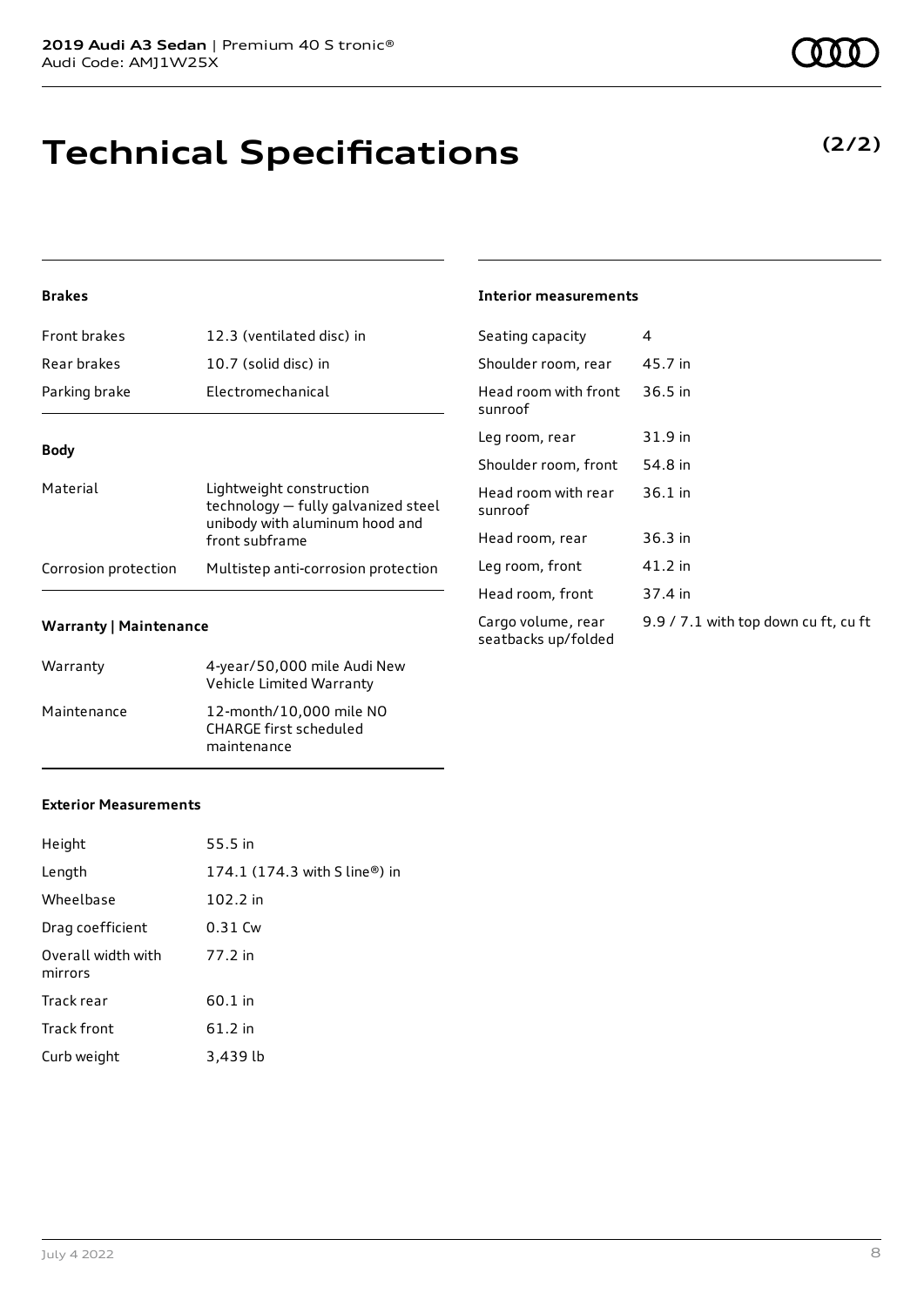# Technical Specifications

**(2/2)**

### Brakes

| | |
|---|---|
| Front brakes | 12.3 (ventilated disc) in |
| Rear brakes | 10.7 (solid disc) in |
| Parking brake | Electromechanical |

### Body

| | |
|---|---|
| Material | Lightweight construction technology — fully galvanized steel unibody with aluminum hood and front subframe |
| Corrosion protection | Multistep anti-corrosion protection |

### Warranty | Maintenance

| | |
|---|---|
| Warranty | 4-year/50,000 mile Audi New Vehicle Limited Warranty |
| Maintenance | 12-month/10,000 mile NO CHARGE first scheduled maintenance |

### Exterior Measurements

| | |
|---|---|
| Height | 55.5 in |
| Length | 174.1 (174.3 with S line®) in |
| Wheelbase | 102.2 in |
| Drag coefficient | 0.31 Cw |
| Overall width with mirrors | 77.2 in |
| Track rear | 60.1 in |
| Track front | 61.2 in |
| Curb weight | 3,439 lb |

### Interior measurements

| | |
|---|---|
| Seating capacity | 4 |
| Shoulder room, rear | 45.7 in |
| Head room with front sunroof | 36.5 in |
| Leg room, rear | 31.9 in |
| Shoulder room, front | 54.8 in |
| Head room with rear sunroof | 36.1 in |
| Head room, rear | 36.3 in |
| Leg room, front | 41.2 in |
| Head room, front | 37.4 in |
| Cargo volume, rear seatbacks up/folded | 9.9 / 7.1 with top down cu ft, cu ft |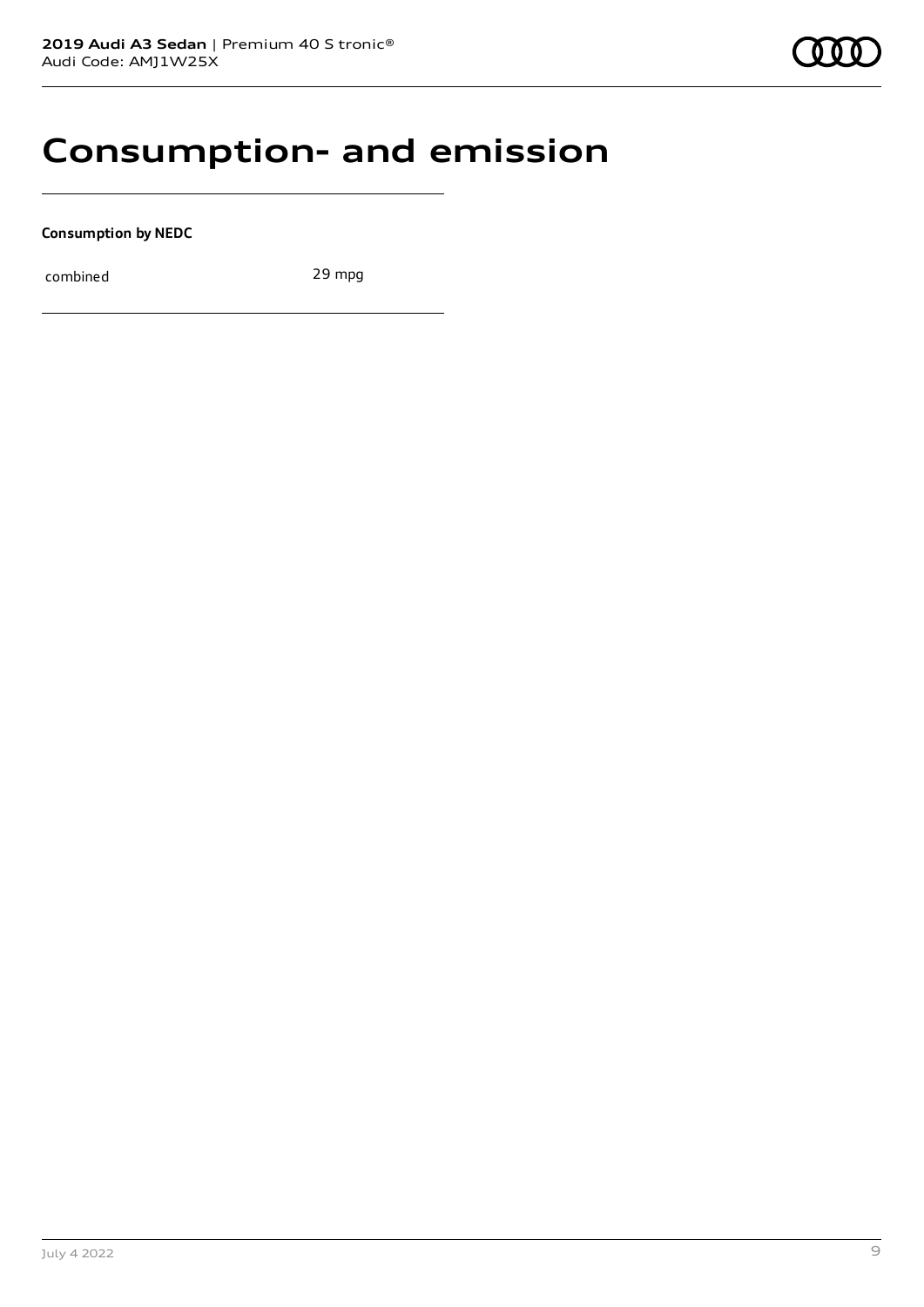# Consumption- and emission

**Consumption by NEDC**

| | |
|---|---|
| combined | 29 mpg |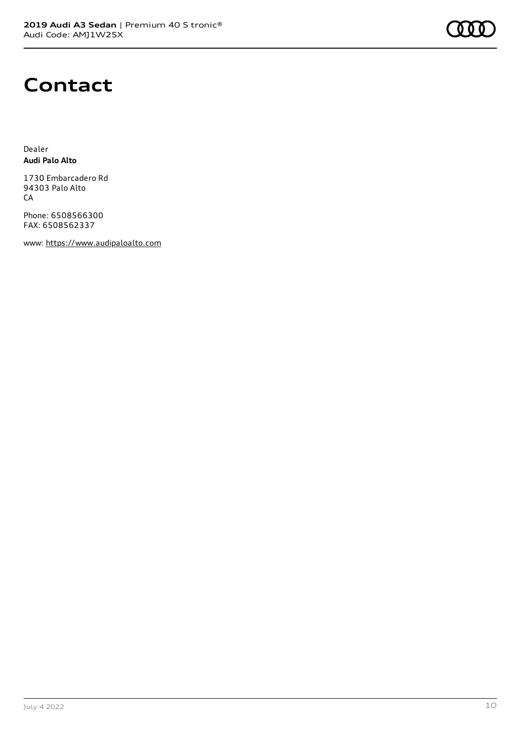# Contact

Dealer
**Audi Palo Alto**

1730 Embarcadero Rd
94303 Palo Alto
CA

Phone: 6508566300
FAX: 6508562337

www: https://www.audipaloalto.com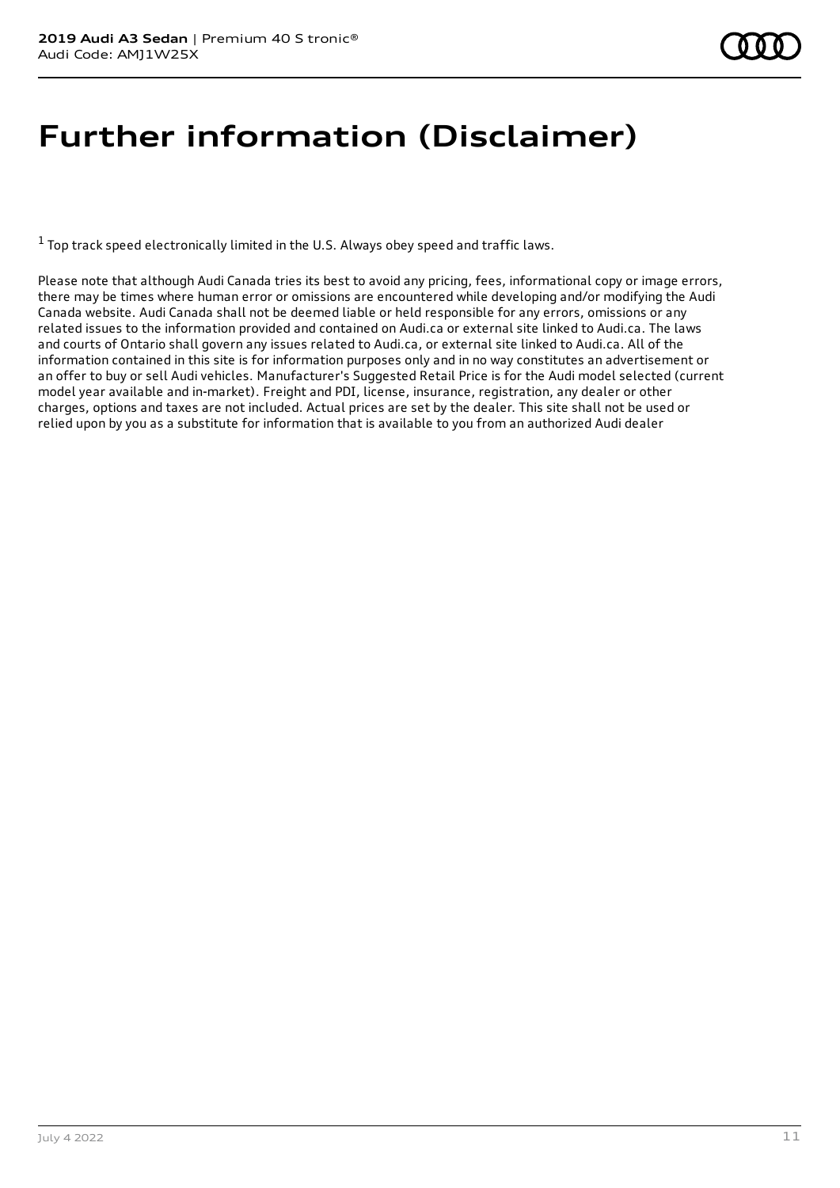# Further information (Disclaimer)

[1] Top track speed electronically limited in the U.S. Always obey speed and traffic laws.

Please note that although Audi Canada tries its best to avoid any pricing, fees, informational copy or image errors, there may be times where human error or omissions are encountered while developing and/or modifying the Audi Canada website. Audi Canada shall not be deemed liable or held responsible for any errors, omissions or any related issues to the information provided and contained on Audi.ca or external site linked to Audi.ca. The laws and courts of Ontario shall govern any issues related to Audi.ca, or external site linked to Audi.ca. All of the information contained in this site is for information purposes only and in no way constitutes an advertisement or an offer to buy or sell Audi vehicles. Manufacturer's Suggested Retail Price is for the Audi model selected (current model year available and in-market). Freight and PDI, license, insurance, registration, any dealer or other charges, options and taxes are not included. Actual prices are set by the dealer. This site shall not be used or relied upon by you as a substitute for information that is available to you from an authorized Audi dealer